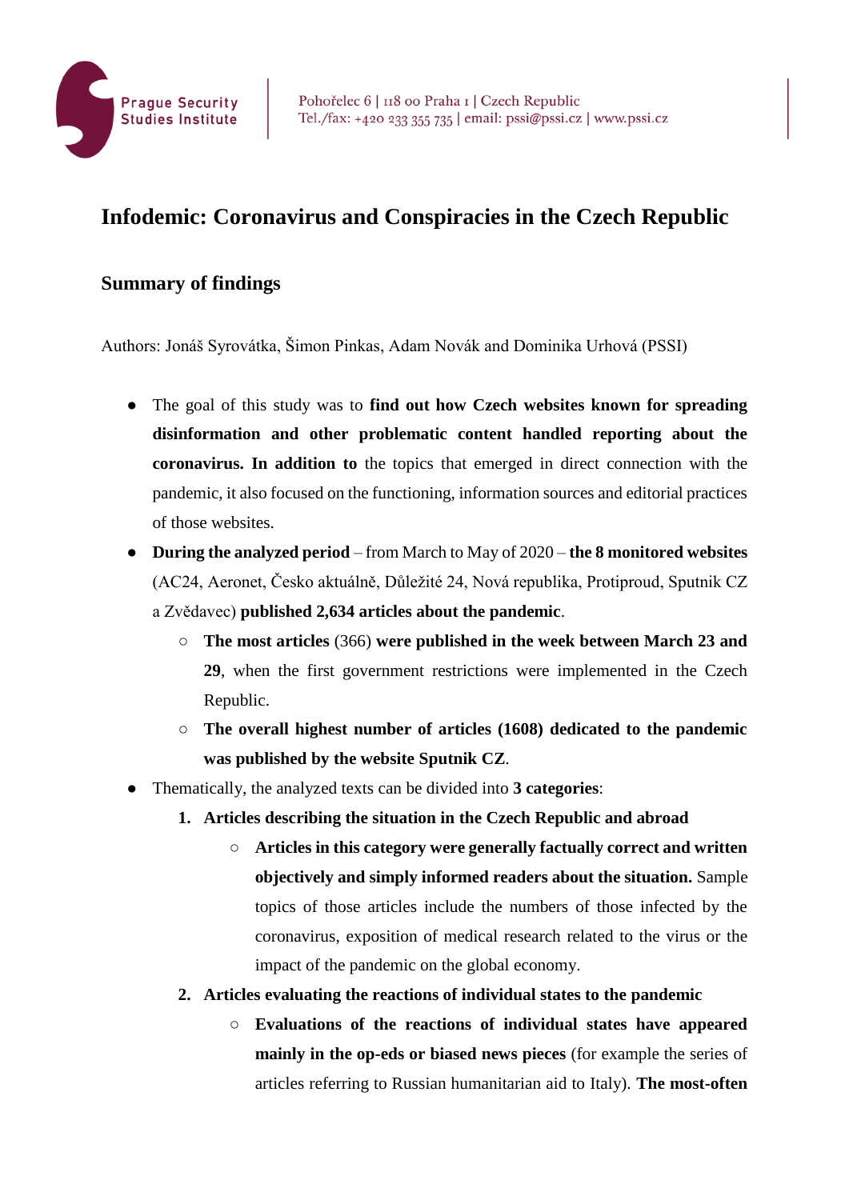# Infodemic: Coronavirus and Conspiracies in the Czech Republic

## Summary of findings

Authors: Jonáš Syrovátka, Šimon Pinkas, Adam Novák and Dominika Urhová (PSSI)

- The goal of this study was to **find out how Czech websites known for spreading disinformation and other problematic content handled reporting about the coronavirus. In addition to** the topics that emerged in direct connection with the pandemic, it also focused on the functioning, information sources and editorial practices of those websites.
- **During the analyzed period** – from March to May of 2020 – **the 8 monitored websites** (AC24, Aeronet, Česko aktuálně, Důležité 24, Nová republika, Protiproud, Sputnik CZ a Zvědavec) **published 2,634 articles about the pandemic**.
  - **The most articles** (366) **were published in the week between March 23 and 29**, when the first government restrictions were implemented in the Czech Republic.
  - **The overall highest number of articles (1608) dedicated to the pandemic was published by the website Sputnik CZ**.
- Thematically, the analyzed texts can be divided into **3 categories**:
  1. **Articles describing the situation in the Czech Republic and abroad**
     - **Articles in this category were generally factually correct and written objectively and simply informed readers about the situation.** Sample topics of those articles include the numbers of those infected by the coronavirus, exposition of medical research related to the virus or the impact of the pandemic on the global economy.
  2. **Articles evaluating the reactions of individual states to the pandemic**
     - **Evaluations of the reactions of individual states have appeared mainly in the op-eds or biased news pieces** (for example the series of articles referring to Russian humanitarian aid to Italy). **The most-often**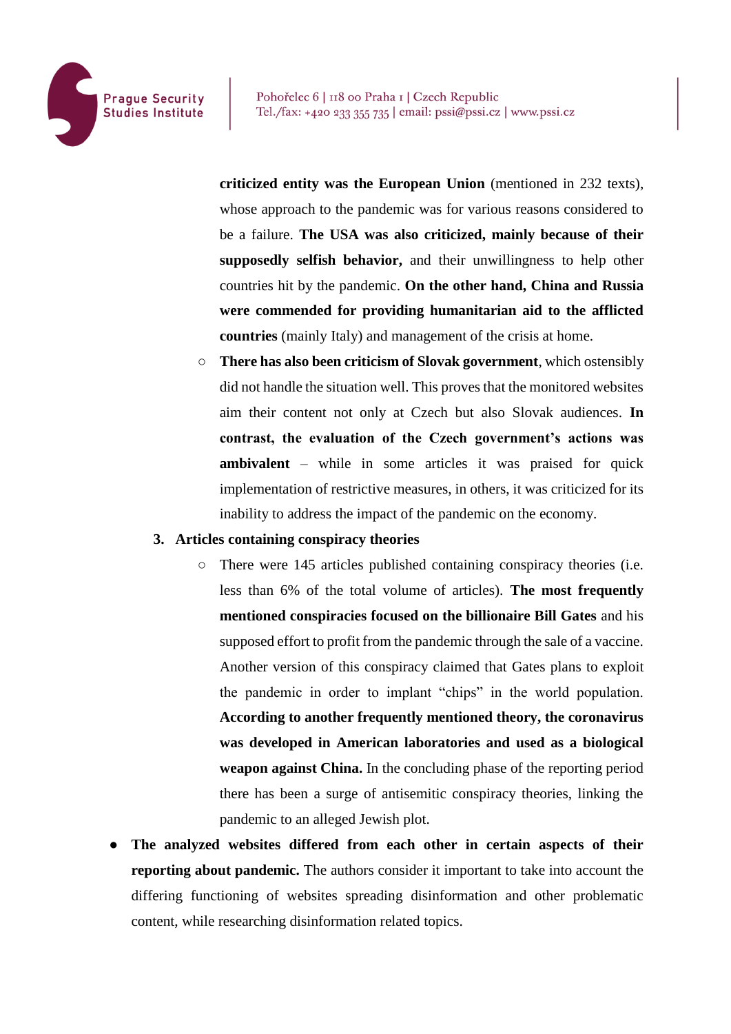**criticized entity was the European Union** (mentioned in 232 texts), whose approach to the pandemic was for various reasons considered to be a failure. **The USA was also criticized, mainly because of their supposedly selfish behavior,** and their unwillingness to help other countries hit by the pandemic. **On the other hand, China and Russia were commended for providing humanitarian aid to the afflicted countries** (mainly Italy) and management of the crisis at home.

  - **There has also been criticism of Slovak government**, which ostensibly did not handle the situation well. This proves that the monitored websites aim their content not only at Czech but also Slovak audiences. **In contrast, the evaluation of the Czech government's actions was ambivalent** – while in some articles it was praised for quick implementation of restrictive measures, in others, it was criticized for its inability to address the impact of the pandemic on the economy.

3. **Articles containing conspiracy theories**
   - There were 145 articles published containing conspiracy theories (i.e. less than 6% of the total volume of articles). **The most frequently mentioned conspiracies focused on the billionaire Bill Gates** and his supposed effort to profit from the pandemic through the sale of a vaccine. Another version of this conspiracy claimed that Gates plans to exploit the pandemic in order to implant "chips" in the world population. **According to another frequently mentioned theory, the coronavirus was developed in American laboratories and used as a biological weapon against China.** In the concluding phase of the reporting period there has been a surge of antisemitic conspiracy theories, linking the pandemic to an alleged Jewish plot.

- **The analyzed websites differed from each other in certain aspects of their reporting about pandemic.** The authors consider it important to take into account the differing functioning of websites spreading disinformation and other problematic content, while researching disinformation related topics.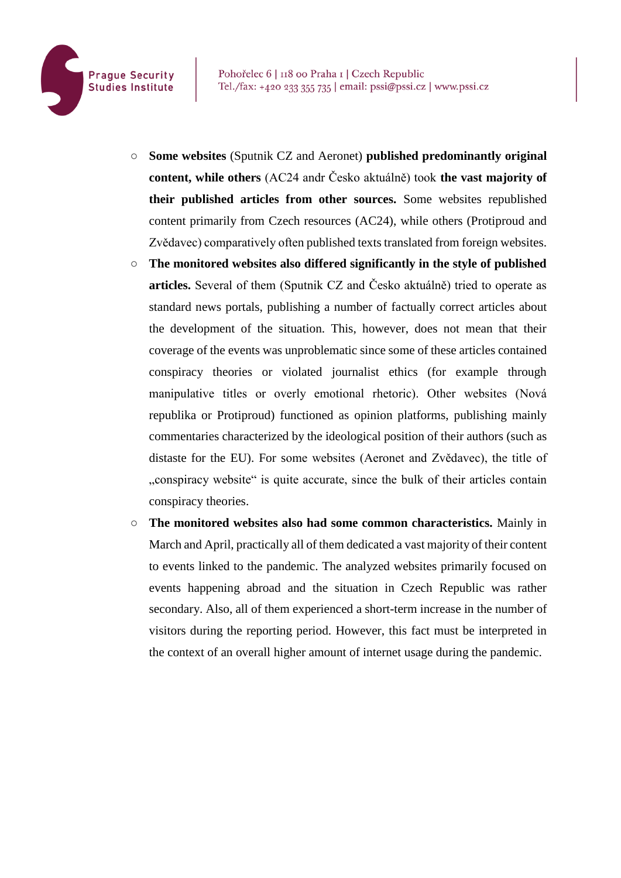- **Some websites** (Sputnik CZ and Aeronet) **published predominantly original content, while others** (AC24 andr Česko aktuálně) took **the vast majority of their published articles from other sources.** Some websites republished content primarily from Czech resources (AC24), while others (Protiproud and Zvědavec) comparatively often published texts translated from foreign websites.
- **The monitored websites also differed significantly in the style of published articles.** Several of them (Sputnik CZ and Česko aktuálně) tried to operate as standard news portals, publishing a number of factually correct articles about the development of the situation. This, however, does not mean that their coverage of the events was unproblematic since some of these articles contained conspiracy theories or violated journalist ethics (for example through manipulative titles or overly emotional rhetoric). Other websites (Nová republika or Protiproud) functioned as opinion platforms, publishing mainly commentaries characterized by the ideological position of their authors (such as distaste for the EU). For some websites (Aeronet and Zvědavec), the title of „conspiracy website" is quite accurate, since the bulk of their articles contain conspiracy theories.
- **The monitored websites also had some common characteristics.** Mainly in March and April, practically all of them dedicated a vast majority of their content to events linked to the pandemic. The analyzed websites primarily focused on events happening abroad and the situation in Czech Republic was rather secondary. Also, all of them experienced a short-term increase in the number of visitors during the reporting period. However, this fact must be interpreted in the context of an overall higher amount of internet usage during the pandemic.